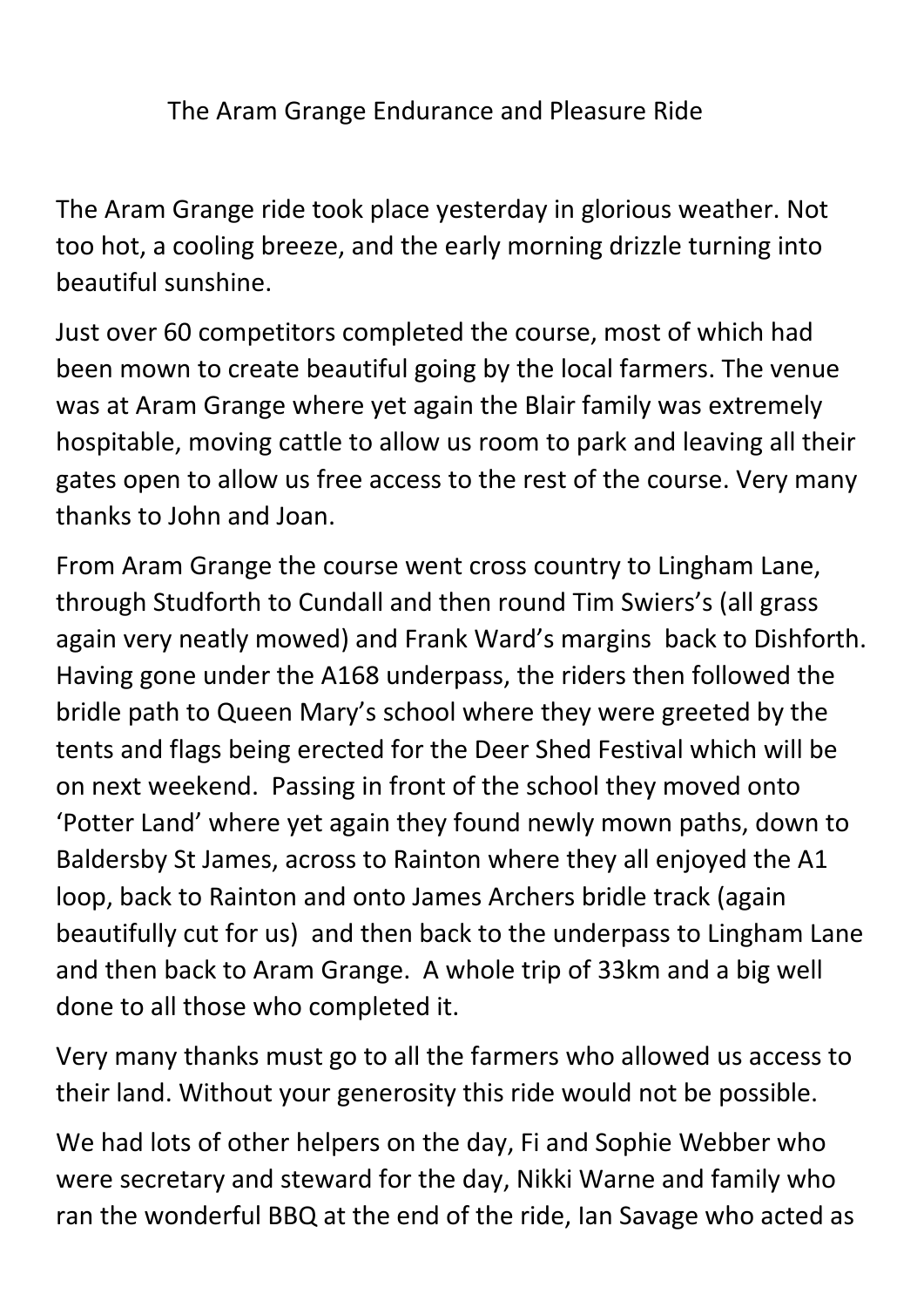# The Aram Grange Endurance and Pleasure Ride

The Aram Grange ride took place yesterday in glorious weather. Not too hot, a cooling breeze, and the early morning drizzle turning into beautiful sunshine.

Just over 60 competitors completed the course, most of which had been mown to create beautiful going by the local farmers. The venue was at Aram Grange where yet again the Blair family was extremely hospitable, moving cattle to allow us room to park and leaving all their gates open to allow us free access to the rest of the course. Very many thanks to John and Joan.

From Aram Grange the course went cross country to Lingham Lane, through Studforth to Cundall and then round Tim Swiers's (all grass again very neatly mowed) and Frank Ward's margins back to Dishforth. Having gone under the A168 underpass, the riders then followed the bridle path to Queen Mary's school where they were greeted by the tents and flags being erected for the Deer Shed Festival which will be on next weekend. Passing in front of the school they moved onto 'Potter Land' where yet again they found newly mown paths, down to Baldersby St James, across to Rainton where they all enjoyed the A1 loop, back to Rainton and onto James Archers bridle track (again beautifully cut for us) and then back to the underpass to Lingham Lane and then back to Aram Grange. A whole trip of 33km and a big well done to all those who completed it.

Very many thanks must go to all the farmers who allowed us access to their land. Without your generosity this ride would not be possible.

We had lots of other helpers on the day, Fi and Sophie Webber who were secretary and steward for the day, Nikki Warne and family who ran the wonderful BBQ at the end of the ride, Ian Savage who acted as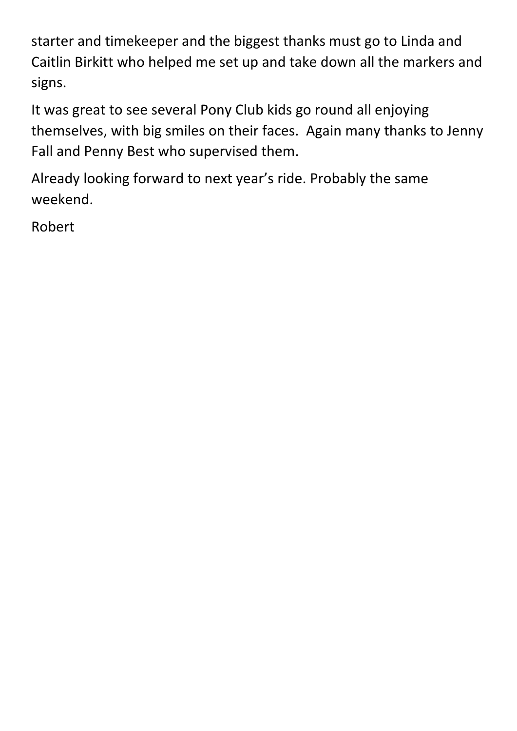starter and timekeeper and the biggest thanks must go to Linda and Caitlin Birkitt who helped me set up and take down all the markers and signs.

It was great to see several Pony Club kids go round all enjoying themselves, with big smiles on their faces. Again many thanks to Jenny Fall and Penny Best who supervised them.

Already looking forward to next year's ride. Probably the same weekend.

Robert